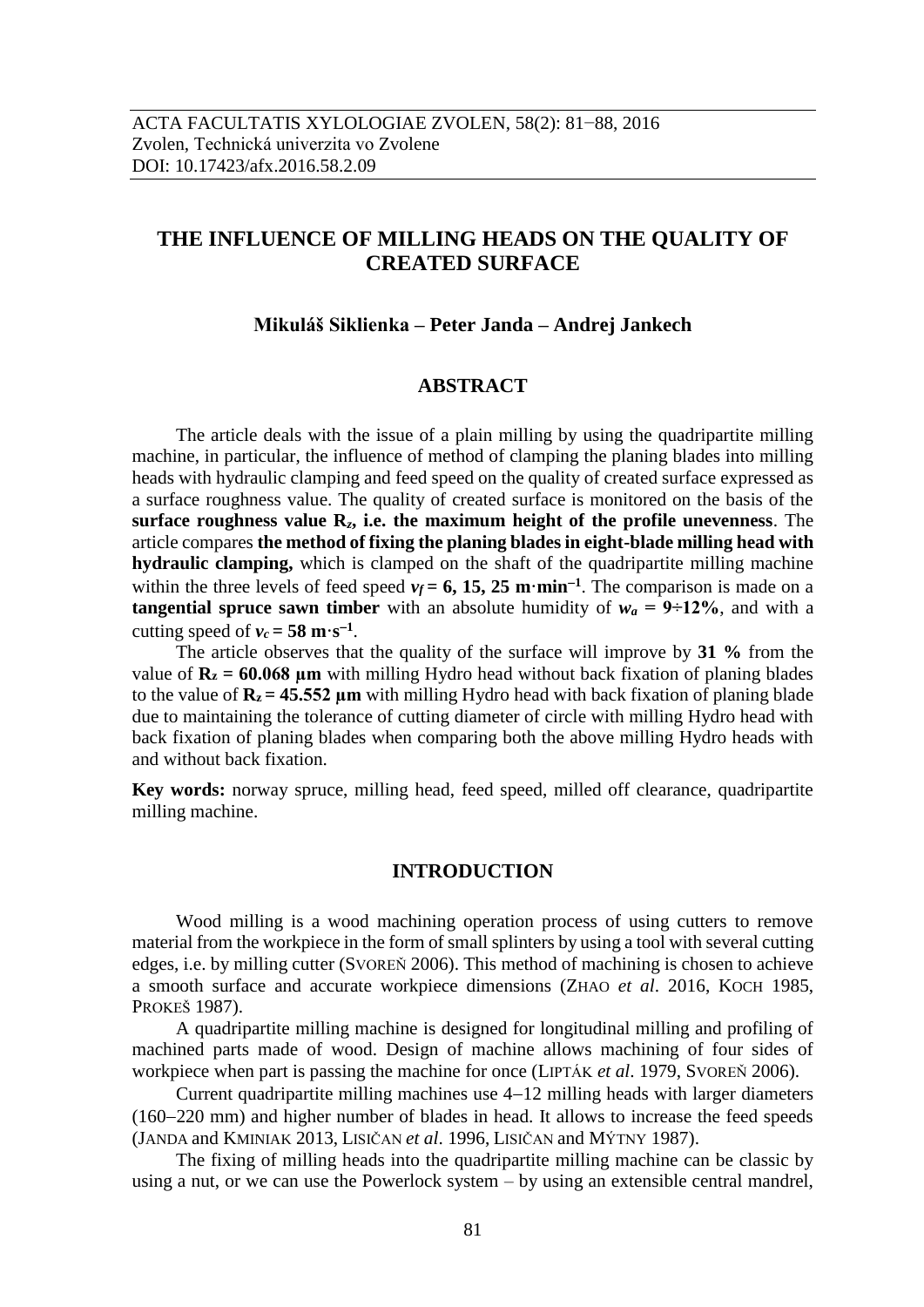ACTA FACULTATIS XYLOLOGIAE ZVOLEN, 58(2): 81−88, 2016
Zvolen, Technická univerzita vo Zvolene
DOI: 10.17423/afx.2016.58.2.09

# THE INFLUENCE OF MILLING HEADS ON THE QUALITY OF CREATED SURFACE

**Mikuláš Siklienka – Peter Janda – Andrej Jankech**

## ABSTRACT

The article deals with the issue of a plain milling by using the quadripartite milling machine, in particular, the influence of method of clamping the planing blades into milling heads with hydraulic clamping and feed speed on the quality of created surface expressed as a surface roughness value. The quality of created surface is monitored on the basis of the **surface roughness value $R_z$, i.e. the maximum height of the profile unevenness**. The article compares **the method of fixing the planing blades in eight-blade milling head with hydraulic clamping,** which is clamped on the shaft of the quadripartite milling machine within the three levels of feed speed **$v_f$ = 6, 15, 25 m·min$^{-1}$**. The comparison is made on a **tangential spruce sawn timber** with an absolute humidity of **$w_a$ = 9÷12%**, and with a cutting speed of **$v_c$ = 58 m·s$^{-1}$**.

The article observes that the quality of the surface will improve by **31 %** from the value of **$R_z$ = 60.068 µm** with milling Hydro head without back fixation of planing blades to the value of **$R_z$ = 45.552 µm** with milling Hydro head with back fixation of planing blade due to maintaining the tolerance of cutting diameter of circle with milling Hydro head with back fixation of planing blades when comparing both the above milling Hydro heads with and without back fixation.

**Key words:** norway spruce, milling head, feed speed, milled off clearance, quadripartite milling machine.

## INTRODUCTION

Wood milling is a wood machining operation process of using cutters to remove material from the workpiece in the form of small splinters by using a tool with several cutting edges, i.e. by milling cutter (SVOREŇ 2006). This method of machining is chosen to achieve a smooth surface and accurate workpiece dimensions (ZHAO *et al*. 2016, KOCH 1985, PROKEŠ 1987).

A quadripartite milling machine is designed for longitudinal milling and profiling of machined parts made of wood. Design of machine allows machining of four sides of workpiece when part is passing the machine for once (LIPTÁK *et al*. 1979, SVOREŇ 2006).

Current quadripartite milling machines use 4−12 milling heads with larger diameters (160−220 mm) and higher number of blades in head. It allows to increase the feed speeds (JANDA and KMINIAK 2013, LISIČAN *et al*. 1996, LISIČAN and MÝTNY 1987).

The fixing of milling heads into the quadripartite milling machine can be classic by using a nut, or we can use the Powerlock system – by using an extensible central mandrel,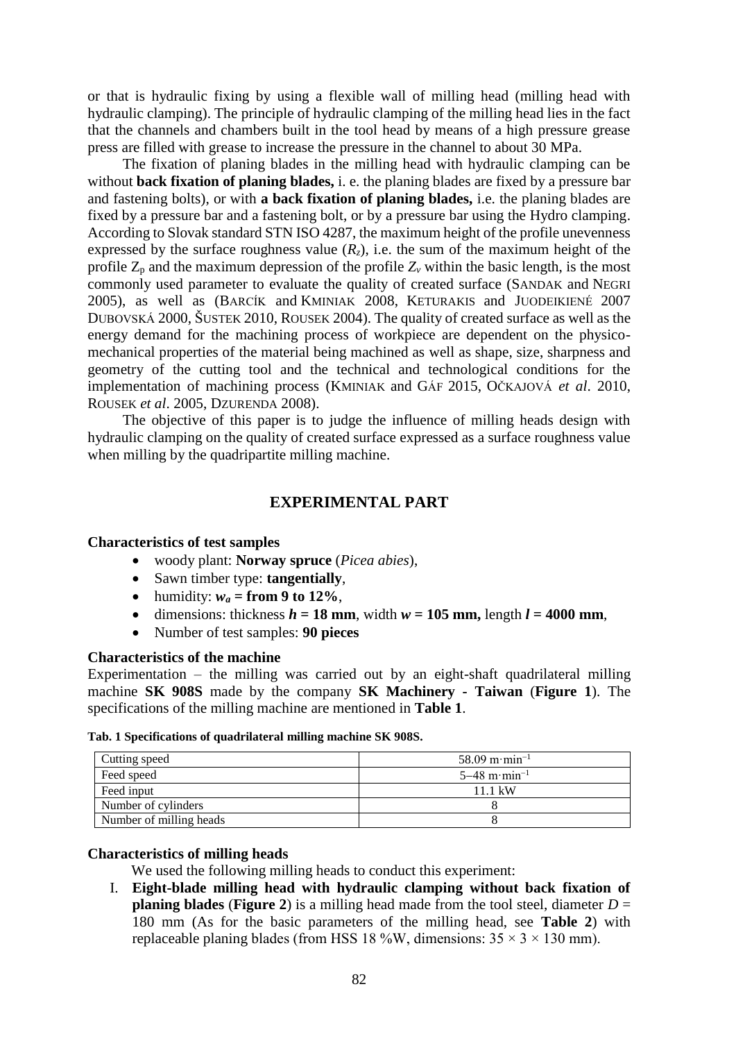or that is hydraulic fixing by using a flexible wall of milling head (milling head with hydraulic clamping). The principle of hydraulic clamping of the milling head lies in the fact that the channels and chambers built in the tool head by means of a high pressure grease press are filled with grease to increase the pressure in the channel to about 30 MPa.

The fixation of planing blades in the milling head with hydraulic clamping can be without **back fixation of planing blades,** i. e. the planing blades are fixed by a pressure bar and fastening bolts), or with **a back fixation of planing blades,** i.e. the planing blades are fixed by a pressure bar and a fastening bolt, or by a pressure bar using the Hydro clamping. According to Slovak standard STN ISO 4287, the maximum height of the profile unevenness expressed by the surface roughness value ($R_z$), i.e. the sum of the maximum height of the profile $Z_p$ and the maximum depression of the profile $Z_v$ within the basic length, is the most commonly used parameter to evaluate the quality of created surface (SANDAK and NEGRI 2005), as well as (BARCÍK and KMINIAK 2008, KETURAKIS and JUODEIKIENÉ 2007 DUBOVSKÁ 2000, ŠUSTEK 2010, ROUSEK 2004). The quality of created surface as well as the energy demand for the machining process of workpiece are dependent on the physico-mechanical properties of the material being machined as well as shape, size, sharpness and geometry of the cutting tool and the technical and technological conditions for the implementation of machining process (KMINIAK and GÁF 2015, OČKAJOVÁ *et al*. 2010, ROUSEK *et al*. 2005, DZURENDA 2008).

The objective of this paper is to judge the influence of milling heads design with hydraulic clamping on the quality of created surface expressed as a surface roughness value when milling by the quadripartite milling machine.

## EXPERIMENTAL PART

### Characteristics of test samples

- woody plant: **Norway spruce** (*Picea abies*),
- Sawn timber type: **tangentially**,
- humidity: $w_a$ **= from 9 to 12%**,
- dimensions: thickness $h$ **= 18 mm**, width $w$ **= 105 mm,** length $l$ **= 4000 mm**,
- Number of test samples: **90 pieces**

### Characteristics of the machine

Experimentation – the milling was carried out by an eight-shaft quadrilateral milling machine **SK 908S** made by the company **SK Machinery** - **Taiwan** (**Figure 1**). The specifications of the milling machine are mentioned in **Table 1**.

**Tab. 1 Specifications of quadrilateral milling machine SK 908S.**

| | |
|---|---|
| Cutting speed | 58.09 m·min$^{-1}$ |
| Feed speed | 5–48 m·min$^{-1}$ |
| Feed input | 11.1 kW |
| Number of cylinders | 8 |
| Number of milling heads | 8 |

### Characteristics of milling heads

We used the following milling heads to conduct this experiment:

I. **Eight-blade milling head with hydraulic clamping without back fixation of planing blades** (**Figure 2**) is a milling head made from the tool steel, diameter $D$ = 180 mm (As for the basic parameters of the milling head, see **Table 2**) with replaceable planing blades (from HSS 18 %W, dimensions: 35 × 3 × 130 mm).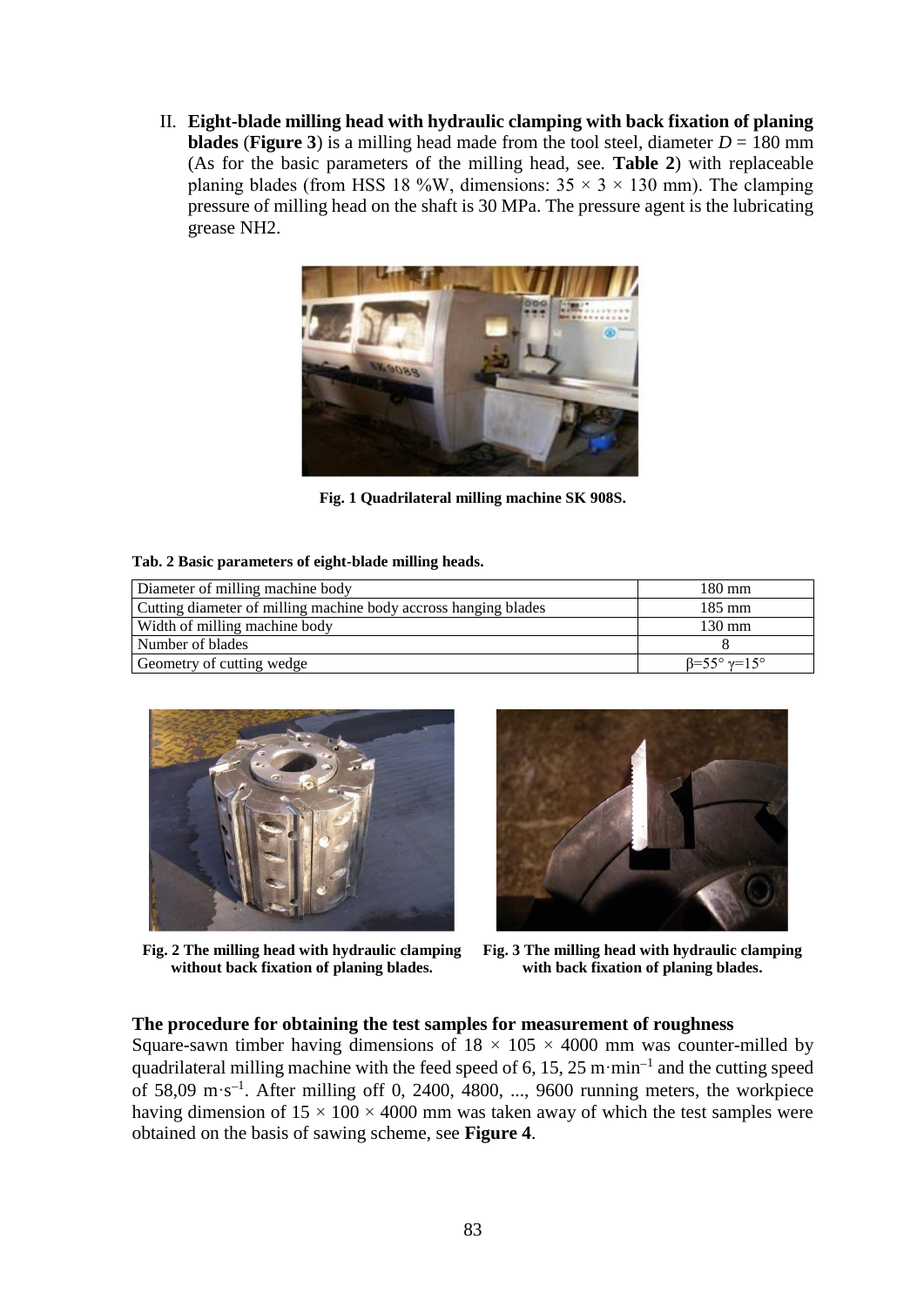II. **Eight-blade milling head with hydraulic clamping with back fixation of planing blades** (**Figure 3**) is a milling head made from the tool steel, diameter $D$ = 180 mm (As for the basic parameters of the milling head, see. **Table 2**) with replaceable planing blades (from HSS 18 %W, dimensions: $35 \times 3 \times 130$ mm). The clamping pressure of milling head on the shaft is 30 MPa. The pressure agent is the lubricating grease NH2.

**Fig. 1 Quadrilateral milling machine SK 908S.**

**Tab. 2 Basic parameters of eight-blade milling heads.**

| | |
|---|---|
| Diameter of milling machine body | 180 mm |
| Cutting diameter of milling machine body accross hanging blades | 185 mm |
| Width of milling machine body | 130 mm |
| Number of blades | 8 |
| Geometry of cutting wedge | $\beta$=55° $\gamma$=15° |

**Fig. 2 The milling head with hydraulic clamping without back fixation of planing blades.**

**Fig. 3 The milling head with hydraulic clamping with back fixation of planing blades.**

### The procedure for obtaining the test samples for measurement of roughness

Square-sawn timber having dimensions of $18 \times 105 \times 4000$ mm was counter-milled by quadrilateral milling machine with the feed speed of 6, 15, 25 m·min$^{-1}$ and the cutting speed of 58,09 m·s$^{-1}$. After milling off 0, 2400, 4800, ..., 9600 running meters, the workpiece having dimension of $15 \times 100 \times 4000$ mm was taken away of which the test samples were obtained on the basis of sawing scheme, see **Figure 4**.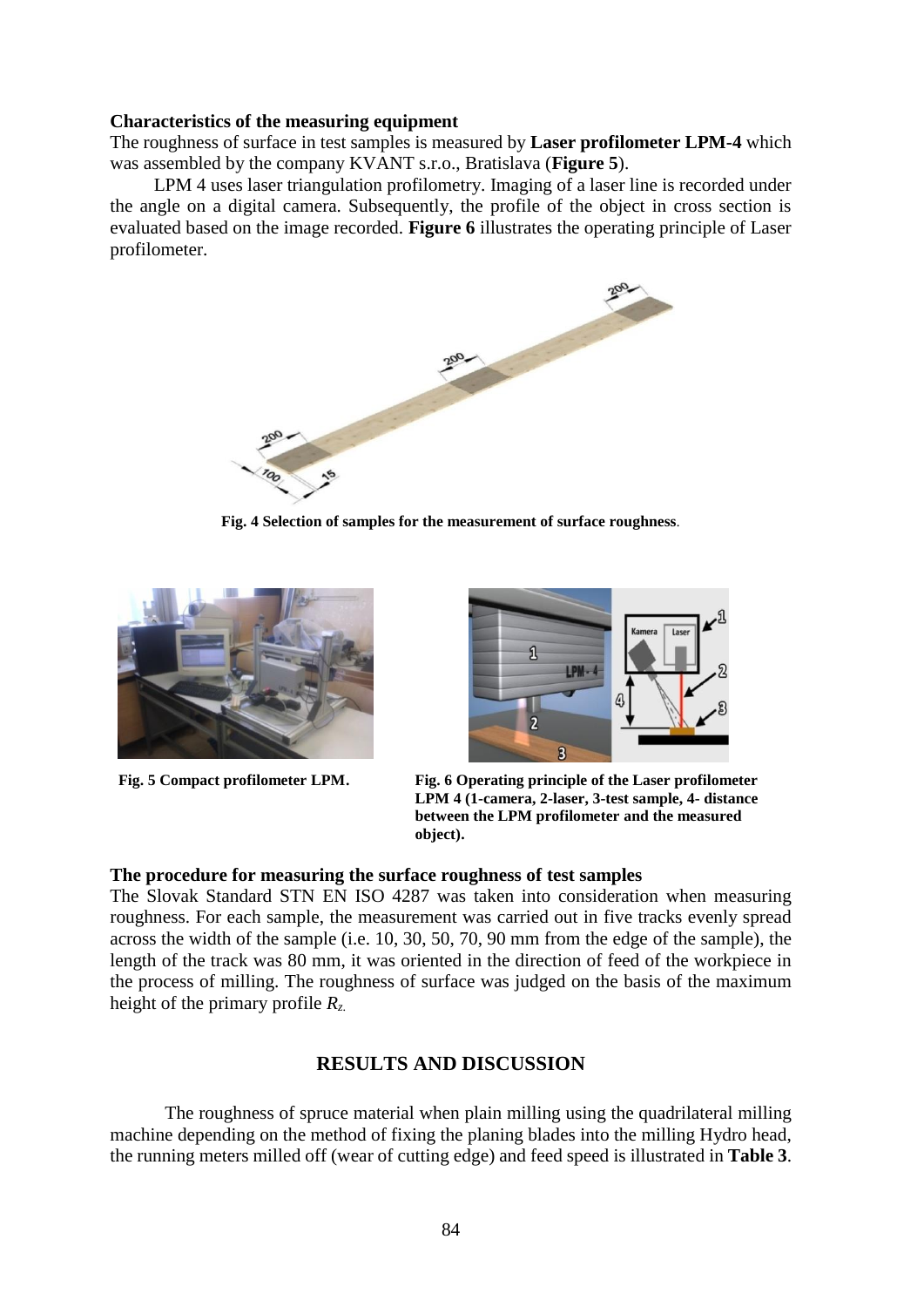**Characteristics of the measuring equipment**

The roughness of surface in test samples is measured by **Laser profilometer LPM-4** which was assembled by the company KVANT s.r.o., Bratislava (**Figure 5**).

LPM 4 uses laser triangulation profilometry. Imaging of a laser line is recorded under the angle on a digital camera. Subsequently, the profile of the object in cross section is evaluated based on the image recorded. **Figure 6** illustrates the operating principle of Laser profilometer.

**Fig. 4 Selection of samples for the measurement of surface roughness**.

**Fig. 5 Compact profilometer LPM.**

**Fig. 6 Operating principle of the Laser profilometer LPM 4 (1-camera, 2-laser, 3-test sample, 4- distance between the LPM profilometer and the measured object).**

**The procedure for measuring the surface roughness of test samples**

The Slovak Standard STN EN ISO 4287 was taken into consideration when measuring roughness. For each sample, the measurement was carried out in five tracks evenly spread across the width of the sample (i.e. 10, 30, 50, 70, 90 mm from the edge of the sample), the length of the track was 80 mm, it was oriented in the direction of feed of the workpiece in the process of milling. The roughness of surface was judged on the basis of the maximum height of the primary profile $R_Z$.

## RESULTS AND DISCUSSION

The roughness of spruce material when plain milling using the quadrilateral milling machine depending on the method of fixing the planing blades into the milling Hydro head, the running meters milled off (wear of cutting edge) and feed speed is illustrated in **Table 3**.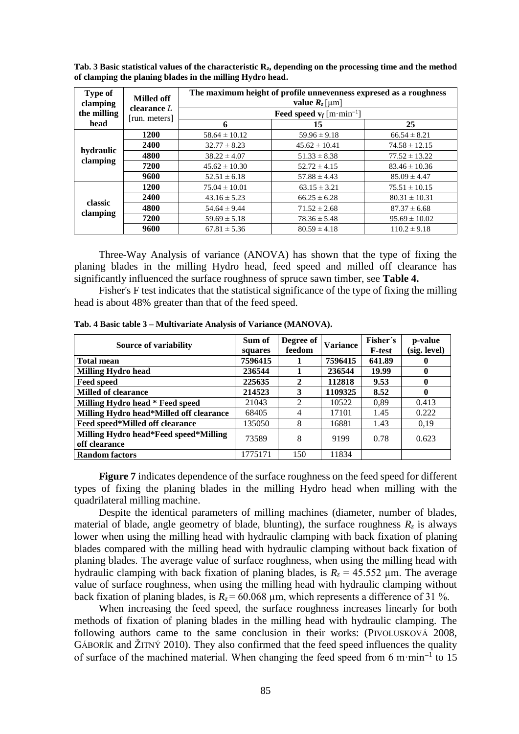**Tab. 3 Basic statistical values of the characteristic $R_z$, depending on the processing time and the method of clamping the planing blades in the milling Hydro head.**

| Type of clamping the milling head | Milled off clearance $L$ [run. meters] | The maximum height of profile unnevenness expresed as a roughness value $R_z$ [µm] | | |
|---|---|---|---|---|
| | | Feed speed $v_f$ [m·min$^{-1}$] | | |
| | | 6 | 15 | 25 |
| hydraulic clamping | 1200 | 58.64 ± 10.12 | 59.96 ± 9.18 | 66.54 ± 8.21 |
| | 2400 | 32.77 ± 8.23 | 45.62 ± 10.41 | 74.58 ± 12.15 |
| | 4800 | 38.22 ± 4.07 | 51.33 ± 8.38 | 77.52 ± 13.22 |
| | 7200 | 45.62 ± 10.30 | 52.72 ± 4.15 | 83.46 ± 10.36 |
| | 9600 | 52.51 ± 6.18 | 57.88 ± 4.43 | 85.09 ± 4.47 |
| classic clamping | 1200 | 75.04 ± 10.01 | 63.15 ± 3.21 | 75.51 ± 10.15 |
| | 2400 | 43.16 ± 5.23 | 66.25 ± 6.28 | 80.31 ± 10.31 |
| | 4800 | 54.64 ± 9.44 | 71.52 ± 2.68 | 87.37 ± 6.68 |
| | 7200 | 59.69 ± 5.18 | 78.36 ± 5.48 | 95.69 ± 10.02 |
| | 9600 | 67.81 ± 5.36 | 80.59 ± 4.18 | 110.2 ± 9.18 |

Three-Way Analysis of variance (ANOVA) has shown that the type of fixing the planing blades in the milling Hydro head, feed speed and milled off clearance has significantly influenced the surface roughness of spruce sawn timber, see **Table 4.**

Fisher's F test indicates that the statistical significance of the type of fixing the milling head is about 48% greater than that of the feed speed.

**Tab. 4 Basic table 3 – Multivariate Analysis of Variance (MANOVA).**

| Source of variability | Sum of squares | Degree of feedom | Variance | Fisher´s F-test | p-value (sig. level) |
|---|---|---|---|---|---|
| **Total mean** | **7596415** | **1** | **7596415** | **641.89** | **0** |
| **Milling Hydro head** | **236544** | **1** | **236544** | **19.99** | **0** |
| **Feed speed** | **225635** | **2** | **112818** | **9.53** | **0** |
| **Milled of clearance** | **214523** | **3** | **1109325** | **8.52** | **0** |
| **Milling Hydro head * Feed speed** | 21043 | 2 | 10522 | 0,89 | 0.413 |
| **Milling Hydro head*Milled of clearance** | 68405 | 4 | 17101 | 1.45 | 0.222 |
| **Feed speed*Milled off clearance** | 135050 | 8 | 16881 | 1.43 | 0,19 |
| **Milling Hydro head*Feed speed*Milling off clearance** | 73589 | 8 | 9199 | 0.78 | 0.623 |
| **Random factors** | 1775171 | 150 | 11834 | | |

**Figure 7** indicates dependence of the surface roughness on the feed speed for different types of fixing the planing blades in the milling Hydro head when milling with the quadrilateral milling machine.

Despite the identical parameters of milling machines (diameter, number of blades, material of blade, angle geometry of blade, blunting), the surface roughness $R_z$ is always lower when using the milling head with hydraulic clamping with back fixation of planing blades compared with the milling head with hydraulic clamping without back fixation of planing blades. The average value of surface roughness, when using the milling head with hydraulic clamping with back fixation of planing blades, is $R_z$ = 45.552 µm. The average value of surface roughness, when using the milling head with hydraulic clamping without back fixation of planing blades, is $R_z$ = 60.068 µm, which represents a difference of 31 %.

When increasing the feed speed, the surface roughness increases linearly for both methods of fixation of planing blades in the milling head with hydraulic clamping. The following authors came to the same conclusion in their works: (PIVOLUSKOVÁ 2008, GÁBORÍK and ŽITNÝ 2010). They also confirmed that the feed speed influences the quality of surface of the machined material. When changing the feed speed from 6 m·min$^{-1}$ to 15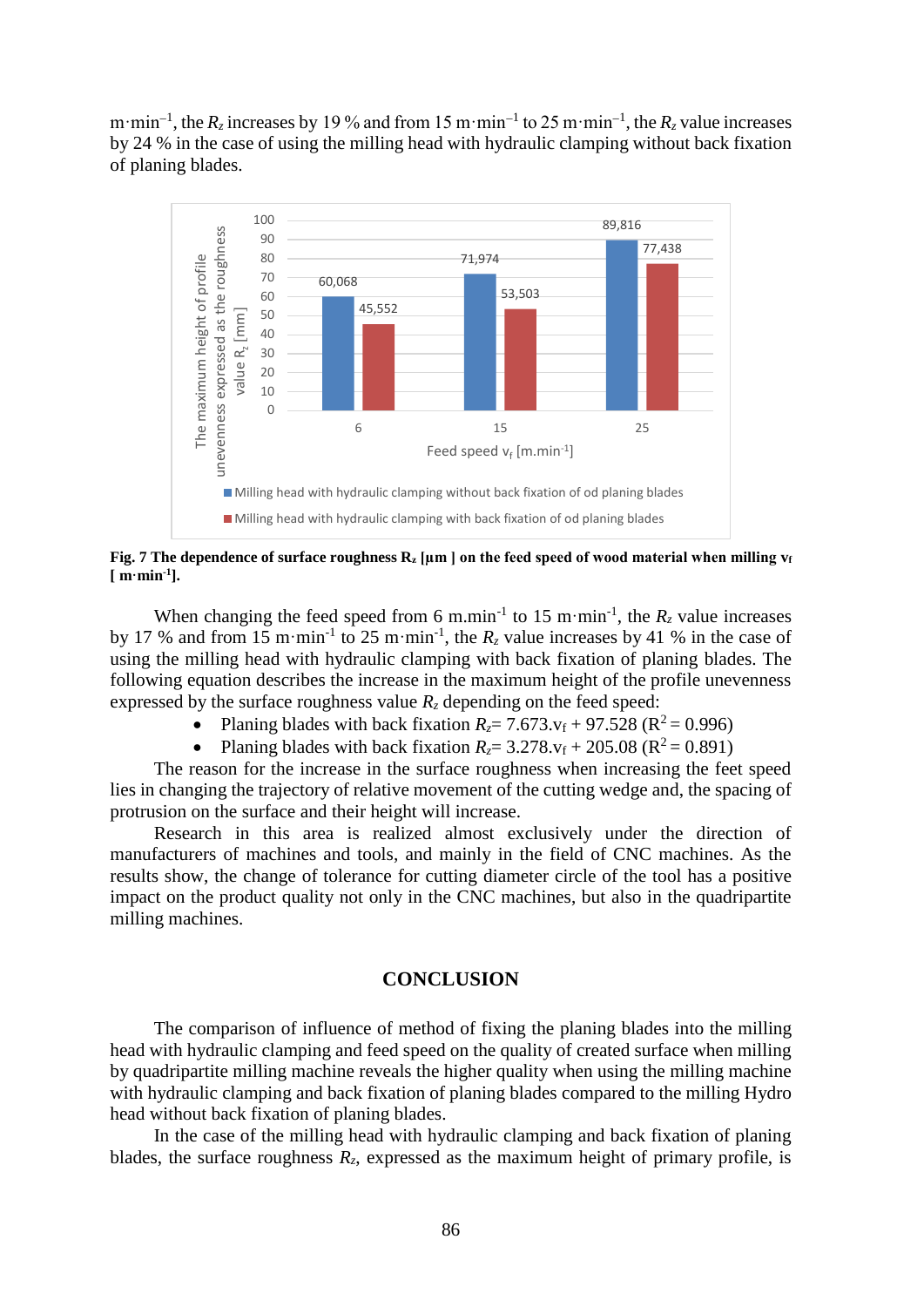m·min$^{-1}$, the $R_z$ increases by 19 % and from 15 m·min$^{-1}$ to 25 m·min$^{-1}$, the $R_z$ value increases by 24 % in the case of using the milling head with hydraulic clamping without back fixation of planing blades.

**Fig. 7 The dependence of surface roughness $R_z$ [µm ] on the feed speed of wood material when milling $v_f$ [ m·min$^{-1}$].**

When changing the feed speed from 6 m.min$^{-1}$ to 15 m·min$^{-1}$, the $R_z$ value increases by 17 % and from 15 m·min$^{-1}$ to 25 m·min$^{-1}$, the $R_z$ value increases by 41 % in the case of using the milling head with hydraulic clamping with back fixation of planing blades. The following equation describes the increase in the maximum height of the profile unevenness expressed by the surface roughness value $R_z$ depending on the feed speed:

- Planing blades with back fixation $R_z = 7.673.v_f + 97.528$ ($R^2 = 0.996$)
- Planing blades with back fixation $R_z = 3.278.v_f + 205.08$ ($R^2 = 0.891$)

The reason for the increase in the surface roughness when increasing the feet speed lies in changing the trajectory of relative movement of the cutting wedge and, the spacing of protrusion on the surface and their height will increase.

Research in this area is realized almost exclusively under the direction of manufacturers of machines and tools, and mainly in the field of CNC machines. As the results show, the change of tolerance for cutting diameter circle of the tool has a positive impact on the product quality not only in the CNC machines, but also in the quadripartite milling machines.

## CONCLUSION

The comparison of influence of method of fixing the planing blades into the milling head with hydraulic clamping and feed speed on the quality of created surface when milling by quadripartite milling machine reveals the higher quality when using the milling machine with hydraulic clamping and back fixation of planing blades compared to the milling Hydro head without back fixation of planing blades.

In the case of the milling head with hydraulic clamping and back fixation of planing blades, the surface roughness $R_z$, expressed as the maximum height of primary profile, is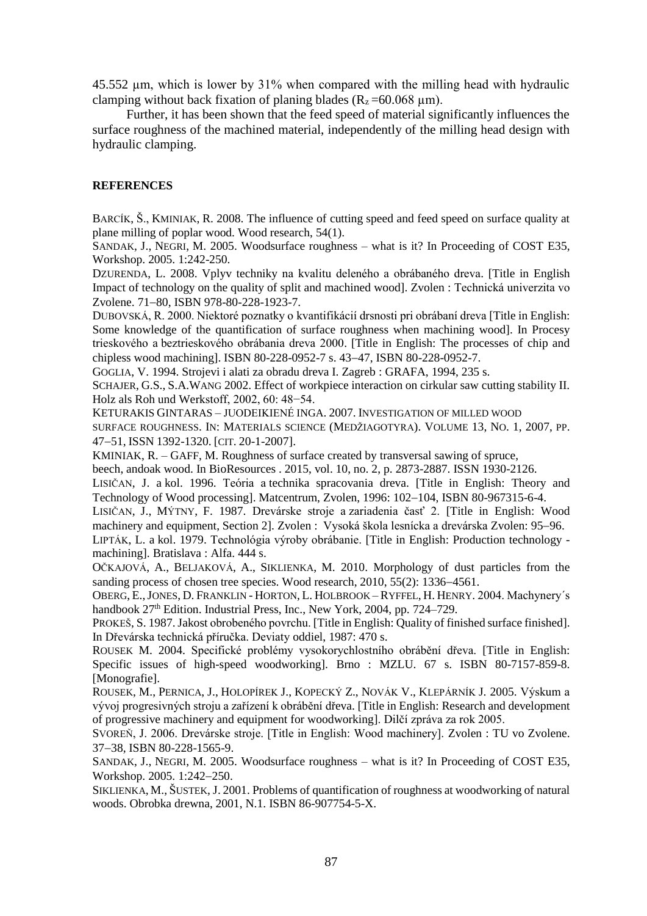45.552 μm, which is lower by 31% when compared with the milling head with hydraulic clamping without back fixation of planing blades ($R_z$ =60.068 μm).

Further, it has been shown that the feed speed of material significantly influences the surface roughness of the machined material, independently of the milling head design with hydraulic clamping.

## REFERENCES

BARCÍK, Š., KMINIAK, R. 2008. The influence of cutting speed and feed speed on surface quality at plane milling of poplar wood. Wood research, 54(1).

SANDAK, J., NEGRI, M. 2005. Woodsurface roughness – what is it? In Proceeding of COST E35, Workshop. 2005. 1:242-250.

DZURENDA, L. 2008. Vplyv techniky na kvalitu deleného a obrábaného dreva. [Title in English Impact of technology on the quality of split and machined wood]. Zvolen : Technická univerzita vo Zvolene. 71–80, ISBN 978-80-228-1923-7.

DUBOVSKÁ, R. 2000. Niektoré poznatky o kvantifikácií drsnosti pri obrábaní dreva [Title in English: Some knowledge of the quantification of surface roughness when machining wood]. In Procesy trieskového a beztrieskového obrábania dreva 2000. [Title in English: The processes of chip and chipless wood machining]. ISBN 80-228-0952-7 s. 43–47, ISBN 80-228-0952-7.

GOGLIA, V. 1994. Strojevi i alati za obradu dreva I. Zagreb : GRAFA, 1994, 235 s.

SCHAJER, G.S., S.A.WANG 2002. Effect of workpiece interaction on cirkular saw cutting stability II. Holz als Roh und Werkstoff, 2002, 60: 48−54.

KETURAKIS GINTARAS – JUODEIKIENÉ INGA. 2007. INVESTIGATION OF MILLED WOOD SURFACE ROUGHNESS. IN: MATERIALS SCIENCE (MEDŽIAGOTYRA). VOLUME 13, NO. 1, 2007, PP. 47–51, ISSN 1392-1320. [CIT. 20-1-2007].

KMINIAK, R. – GAFF, M. Roughness of surface created by transversal sawing of spruce, beech, andoak wood. In BioResources . 2015, vol. 10, no. 2, p. 2873-2887. ISSN 1930-2126.

LISIČAN, J. a kol. 1996. Teória a technika spracovania dreva. [Title in English: Theory and Technology of Wood processing]. Matcentrum, Zvolen, 1996: 102–104, ISBN 80-967315-6-4.

LISIČAN, J., MÝTNY, F. 1987. Drevárske stroje a zariadenia časť 2. [Title in English: Wood machinery and equipment, Section 2]. Zvolen : Vysoká škola lesnícka a drevárska Zvolen: 95–96.

LIPTÁK, L. a kol. 1979. Technológia výroby obrábanie. [Title in English: Production technology - machining]. Bratislava : Alfa. 444 s.

OČKAJOVÁ, A., BELJAKOVÁ, A., SIKLIENKA, M. 2010. Morphology of dust particles from the sanding process of chosen tree species. Wood research, 2010, 55(2): 1336–4561.

OBERG, E., JONES, D. FRANKLIN - HORTON, L. HOLBROOK – RYFFEL, H. HENRY. 2004. Machynery´s handbook 27th Edition. Industrial Press, Inc., New York, 2004, pp. 724–729.

PROKEŠ, S. 1987. Jakost obrobeného povrchu. [Title in English: Quality of finished surface finished]. In Dřevárska technická příručka. Deviaty oddiel, 1987: 470 s.

ROUSEK M. 2004. Specifické problémy vysokorychlostního obrábění dřeva. [Title in English: Specific issues of high-speed woodworking]. Brno : MZLU. 67 s. ISBN 80-7157-859-8. [Monografie].

ROUSEK, M., PERNICA, J., HOLOPÍREK J., KOPECKÝ Z., NOVÁK V., KLEPÁRNÍK J. 2005. Výskum a vývoj progresivných stroju a zařízení k obrábění dřeva. [Title in English: Research and development of progressive machinery and equipment for woodworking]. Dilčí zpráva za rok 2005.

SVOREŇ, J. 2006. Drevárske stroje. [Title in English: Wood machinery]. Zvolen : TU vo Zvolene. 37–38, ISBN 80-228-1565-9.

SANDAK, J., NEGRI, M. 2005. Woodsurface roughness – what is it? In Proceeding of COST E35, Workshop. 2005. 1:242–250.

SIKLIENKA, M., ŠUSTEK, J. 2001. Problems of quantification of roughness at woodworking of natural woods. Obrobka drewna, 2001, N.1. ISBN 86-907754-5-X.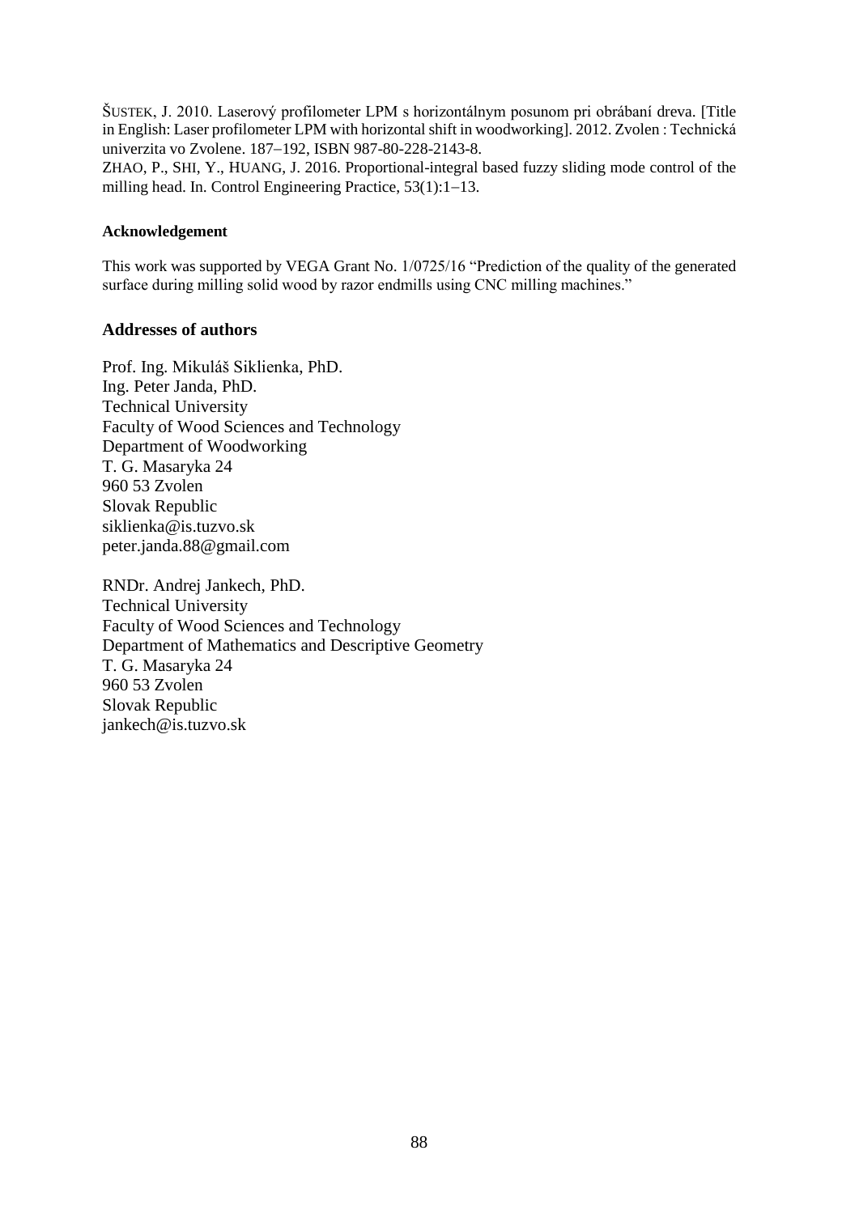ŠUSTEK, J. 2010. Laserový profilometer LPM s horizontálnym posunom pri obrábaní dreva. [Title in English: Laser profilometer LPM with horizontal shift in woodworking]. 2012. Zvolen : Technická univerzita vo Zvolene. 187−192, ISBN 987-80-228-2143-8.

ZHAO, P., SHI, Y., HUANG, J. 2016. Proportional-integral based fuzzy sliding mode control of the milling head. In. Control Engineering Practice, 53(1):1−13.

**Acknowledgement**

This work was supported by VEGA Grant No. 1/0725/16 "Prediction of the quality of the generated surface during milling solid wood by razor endmills using CNC milling machines."

## Addresses of authors

Prof. Ing. Mikuláš Siklienka, PhD.
Ing. Peter Janda, PhD.
Technical University
Faculty of Wood Sciences and Technology
Department of Woodworking
T. G. Masaryka 24
960 53 Zvolen
Slovak Republic
siklienka@is.tuzvo.sk
peter.janda.88@gmail.com

RNDr. Andrej Jankech, PhD.
Technical University
Faculty of Wood Sciences and Technology
Department of Mathematics and Descriptive Geometry
T. G. Masaryka 24
960 53 Zvolen
Slovak Republic
jankech@is.tuzvo.sk